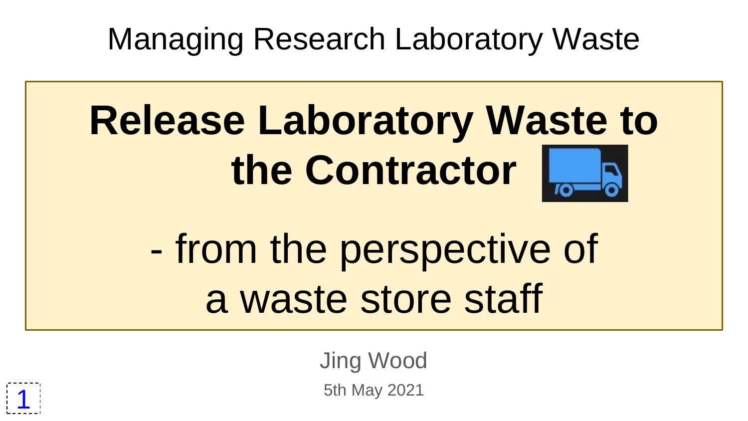Managing Research Laboratory Waste

# Release Laboratory Waste to the Contractor

## - from the perspective of a waste store staff

Jing Wood

5th May 2021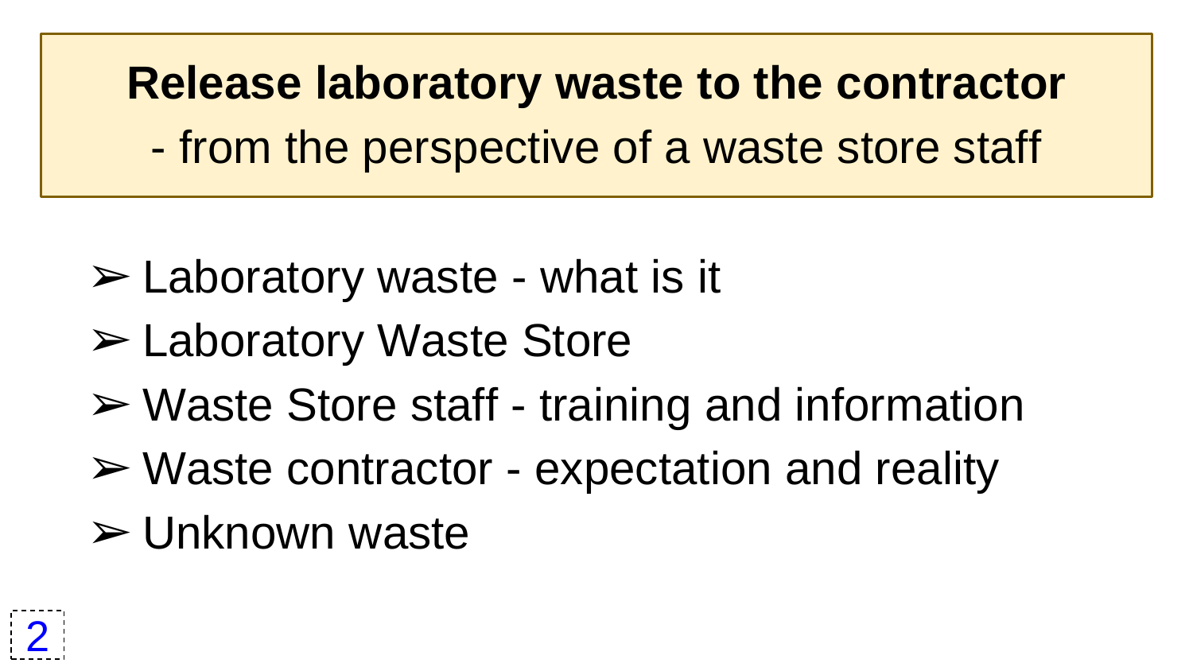# Release laboratory waste to the contractor

- from the perspective of a waste store staff

- ➢ Laboratory waste - what is it
- ➢ Laboratory Waste Store
- ➢ Waste Store staff - training and information
- ➢ Waste contractor - expectation and reality
- ➢ Unknown waste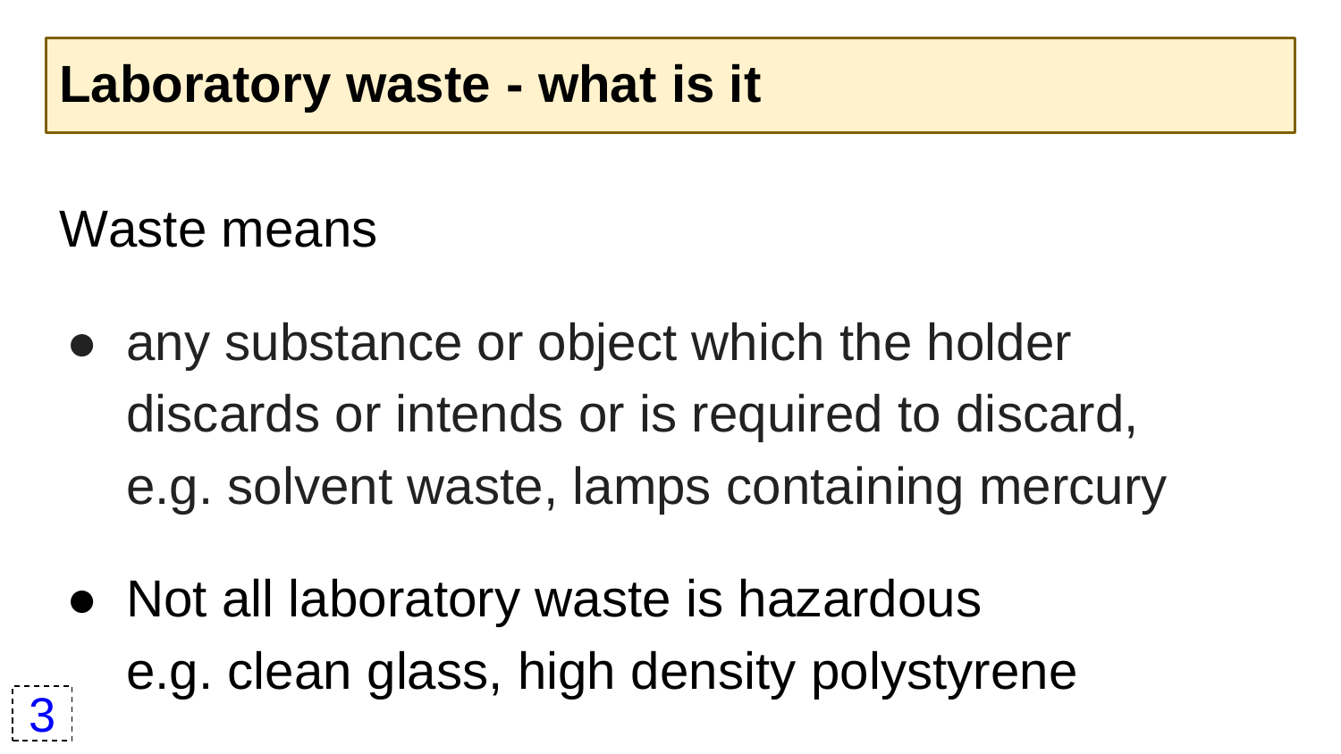# Laboratory waste - what is it

Waste means

- any substance or object which the holder discards or intends or is required to discard, e.g. solvent waste, lamps containing mercury

- Not all laboratory waste is hazardous e.g. clean glass, high density polystyrene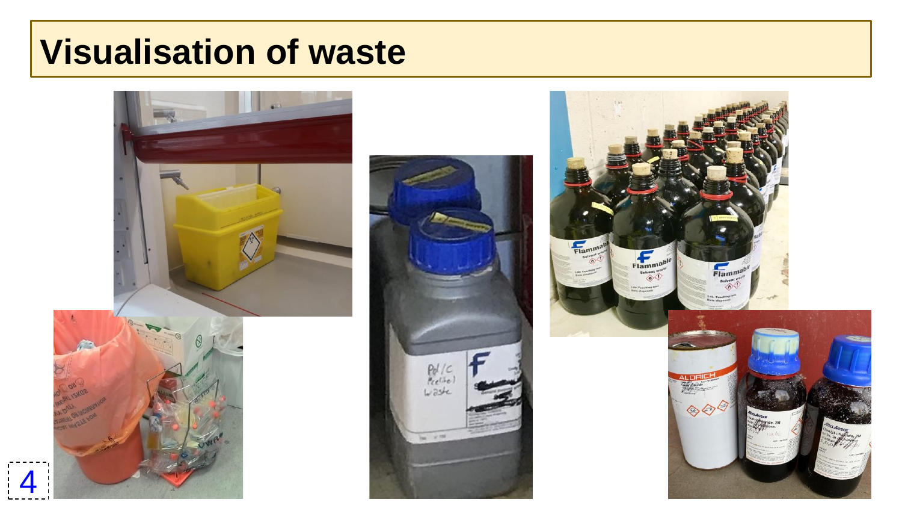# Visualisation of waste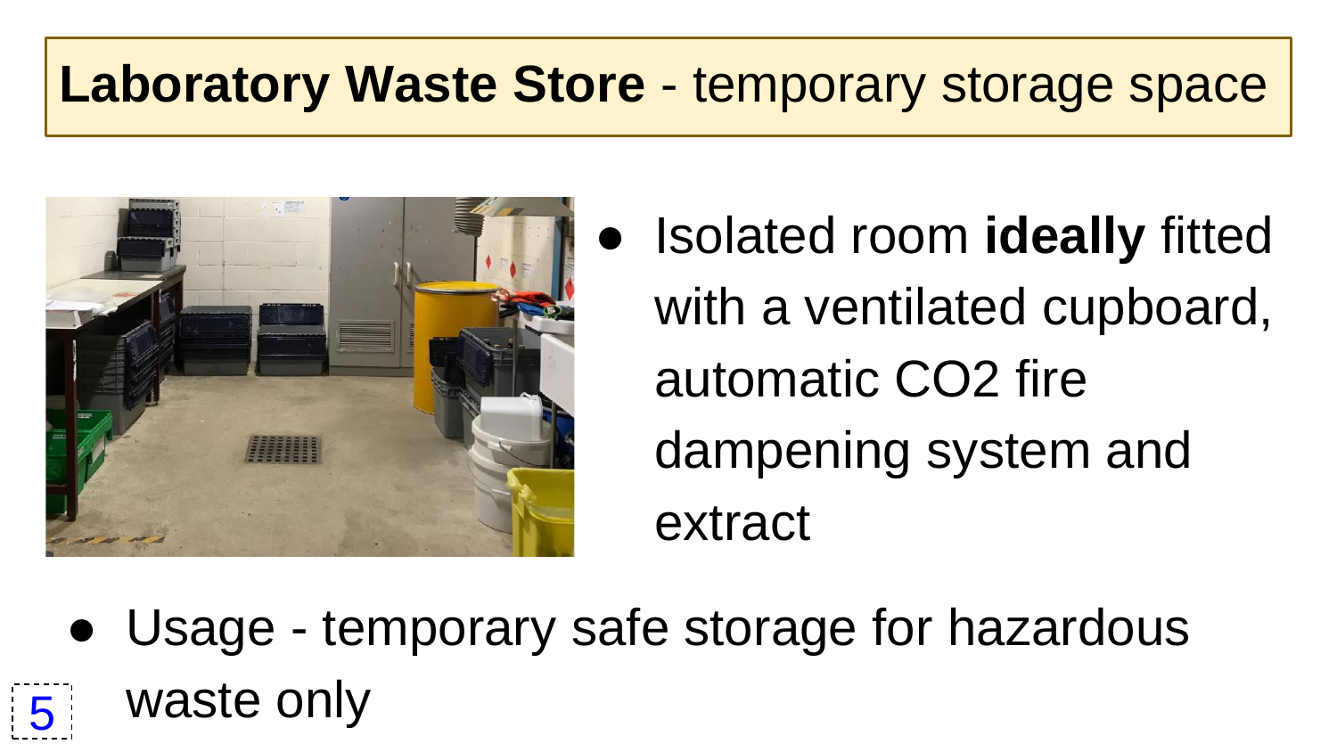# **Laboratory Waste Store** - temporary storage space

- Isolated room **ideally** fitted with a ventilated cupboard, automatic $CO_2$ fire dampening system and extract

- Usage - temporary safe storage for hazardous waste only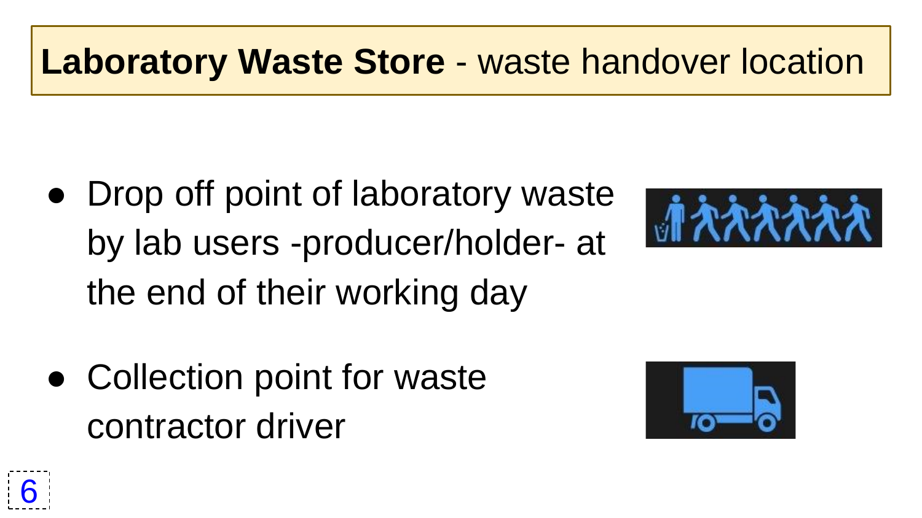# **Laboratory Waste Store** - waste handover location

- Drop off point of laboratory waste by lab users -producer/holder- at the end of their working day

- Collection point for waste contractor driver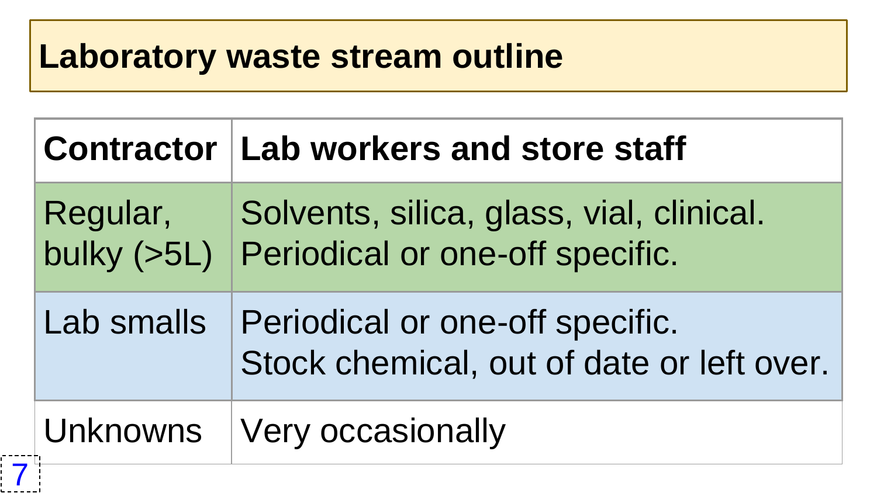## Laboratory waste stream outline

| Contractor | Lab workers and store staff |
|---|---|
| Regular, bulky (>5L) | Solvents, silica, glass, vial, clinical.<br>Periodical or one-off specific. |
| Lab smalls | Periodical or one-off specific.<br>Stock chemical, out of date or left over. |
| Unknowns | Very occasionally |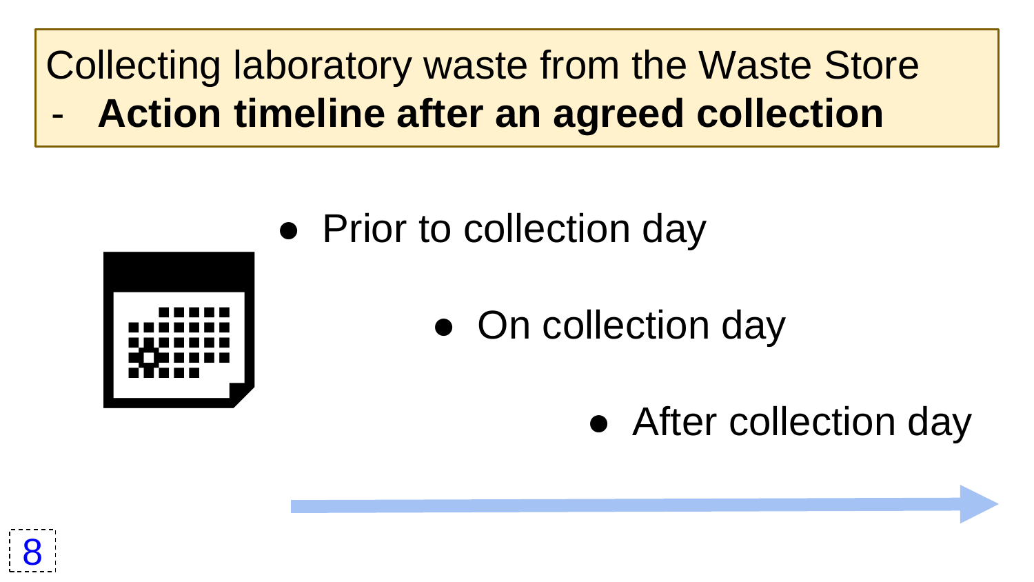# Collecting laboratory waste from the Waste Store

## - Action timeline after an agreed collection

- Prior to collection day
- On collection day
- After collection day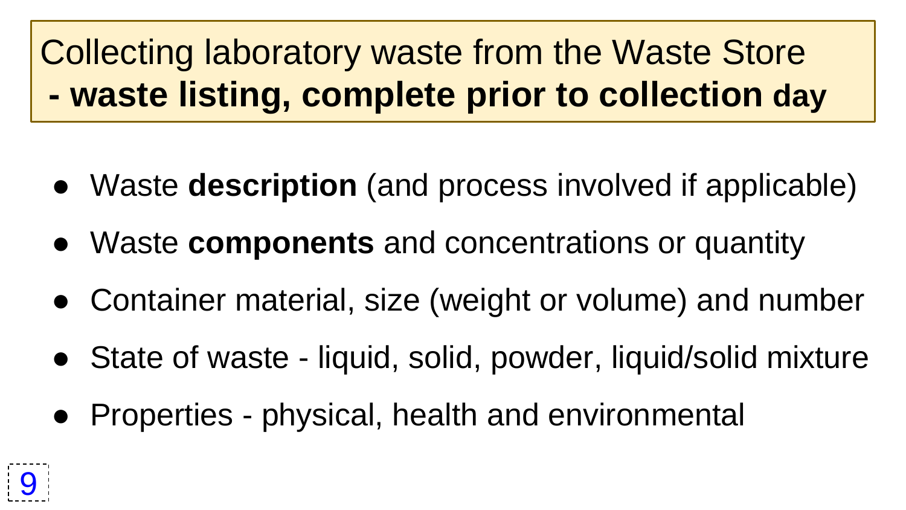# Collecting laboratory waste from the Waste Store **- waste listing, complete prior to collection day**

- Waste **description** (and process involved if applicable)
- Waste **components** and concentrations or quantity
- Container material, size (weight or volume) and number
- State of waste - liquid, solid, powder, liquid/solid mixture
- Properties - physical, health and environmental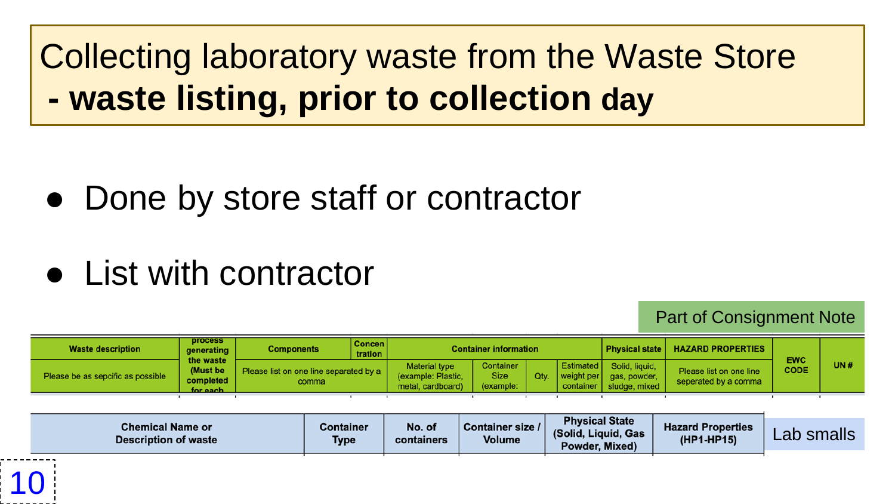# Collecting laboratory waste from the Waste Store
## - waste listing, prior to collection day

- Done by store staff or contractor
- List with contractor

Part of Consignment Note

| Waste description | process generating the waste (Must be completed for each | Components | Concen tration | Container information | | | | Physical state | HAZARD PROPERTIES | EWC CODE | UN # |
|---|---|---|---|---|---|---|---|---|---|---|---|
| Please be as sepcific as possible | | Please list on one line separated by a comma | | Material type (example: Plastic, metal, cardboard) | Container Size (example: | Qty. | Estimated weight per container | Solid, liquid, gas, powder, sludge, mixed | Please list on one line seperated by a comma | | |

Lab smalls

| Chemical Name or Description of waste | Container Type | No. of containers | Container size / Volume | Physical State (Solid, Liquid, Gas Powder, Mixed) | Hazard Properties (HP1-HP15) |
|---|---|---|---|---|---|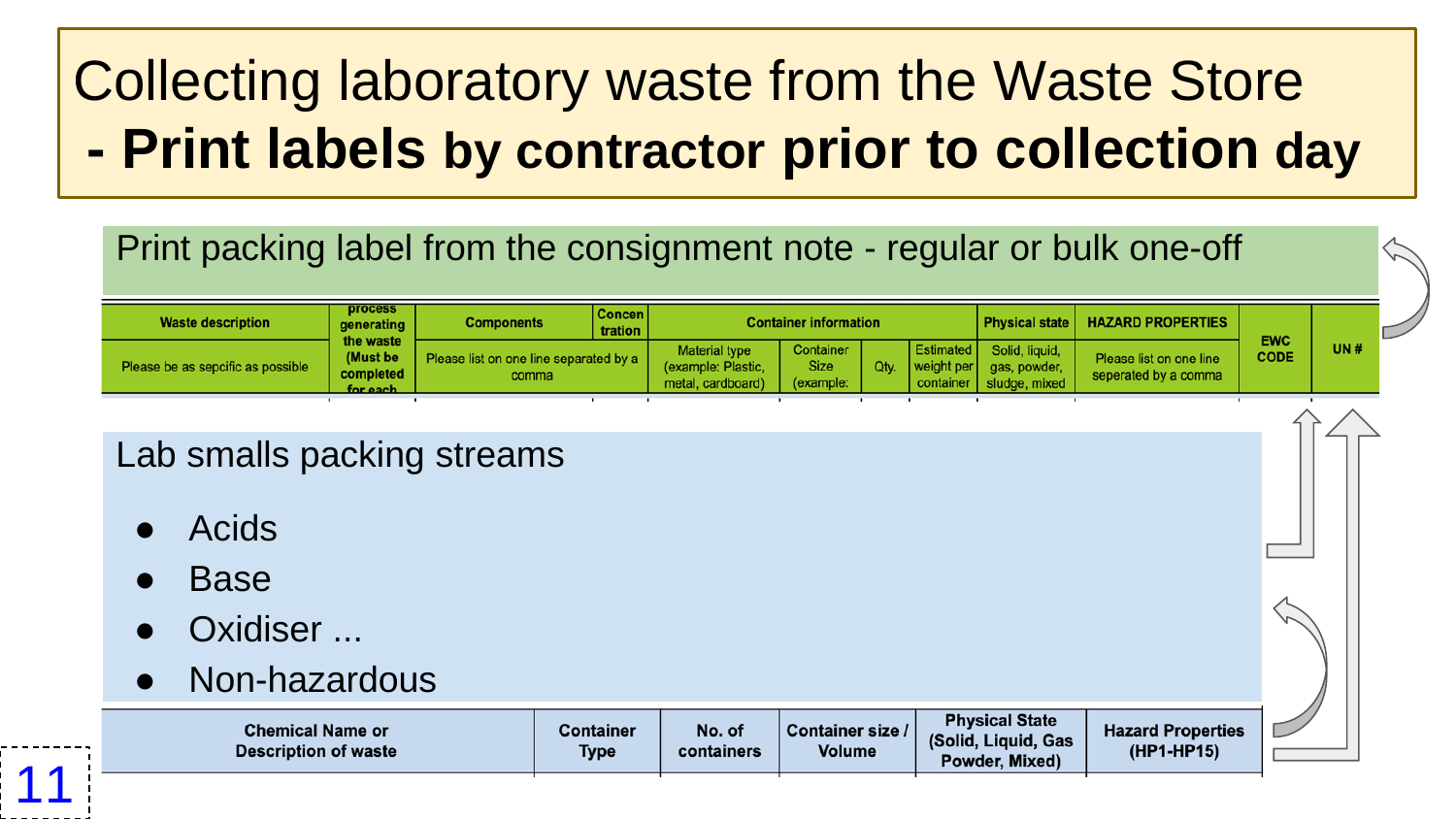# Collecting laboratory waste from the Waste Store

## - Print labels by contractor prior to collection day

Print packing label from the consignment note - regular or bulk one-off

| Waste description | process generating the waste (Must be completed for each | Components | Concen tration | Container information | | | | Physical state | HAZARD PROPERTIES | EWC CODE | UN # |
|---|---|---|---|---|---|---|---|---|---|---|---|
| Please be as sepcific as possible | | Please list on one line separated by a comma | | Material type (example: Plastic, metal, cardboard) | Container Size (example: | Qty. | Estimated weight per container | Solid, liquid, gas, powder, sludge, mixed | Please list on one line seperated by a comma | | |

Lab smalls packing streams

- Acids
- Base
- Oxidiser ...
- Non-hazardous

| Chemical Name or Description of waste | Container Type | No. of containers | Container size / Volume | Physical State (Solid, Liquid, Gas Powder, Mixed) | Hazard Properties (HP1-HP15) |
|---|---|---|---|---|---|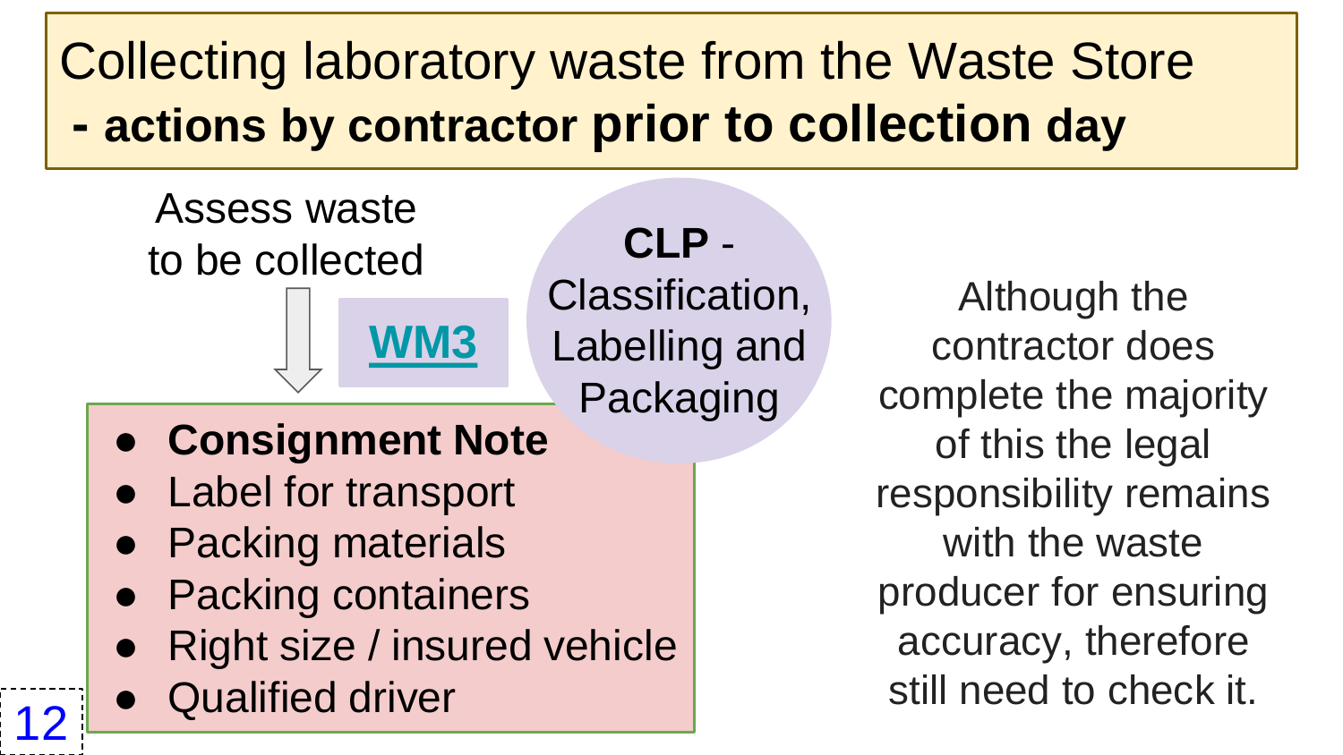# Collecting laboratory waste from the Waste Store

## - actions by contractor **prior to collection** day

Assess waste to be collected

[WM3]

**CLP** - Classification, Labelling and Packaging

- **Consignment Note**
- Label for transport
- Packing materials
- Packing containers
- Right size / insured vehicle
- Qualified driver

Although the contractor does complete the majority of this the legal responsibility remains with the waste producer for ensuring accuracy, therefore still need to check it.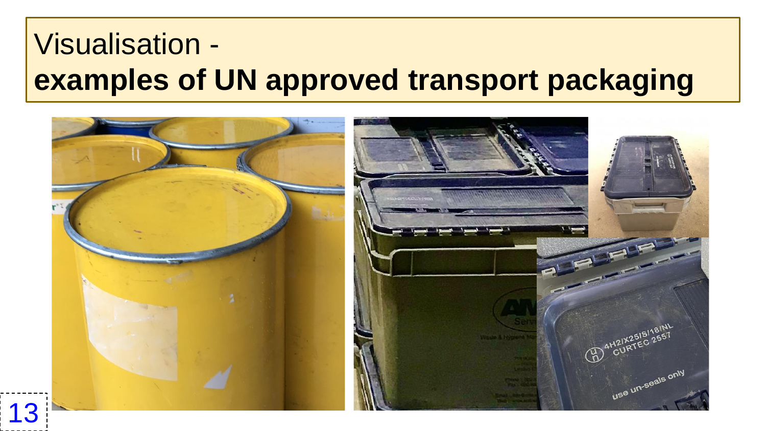# Visualisation - **examples of UN approved transport packaging**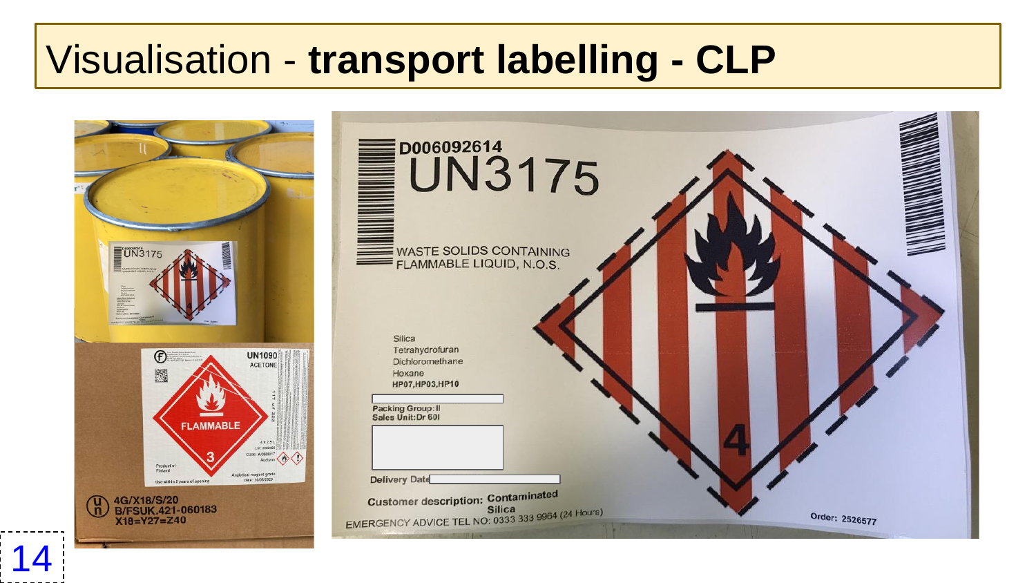# Visualisation - **transport labelling - CLP**

D006092614

UN3175

WASTE SOLIDS CONTAINING FLAMMABLE LIQUID, N.O.S.

Silica
Tetrahydrofuran
Dichloromethane
Hexane
HP07,HP03,HP10

Packing Group: II
Sales Unit: Dr 60l

Delivery Date

Customer description: Contaminated Silica

EMERGENCY ADVICE TEL NO: 0333 333 9964 (24 Hours)

Order: 2526577

UN1090
ACETONE

FLAMMABLE

4G/X18/S/20
B/FSUK.421-060183
X18=Y27=Z40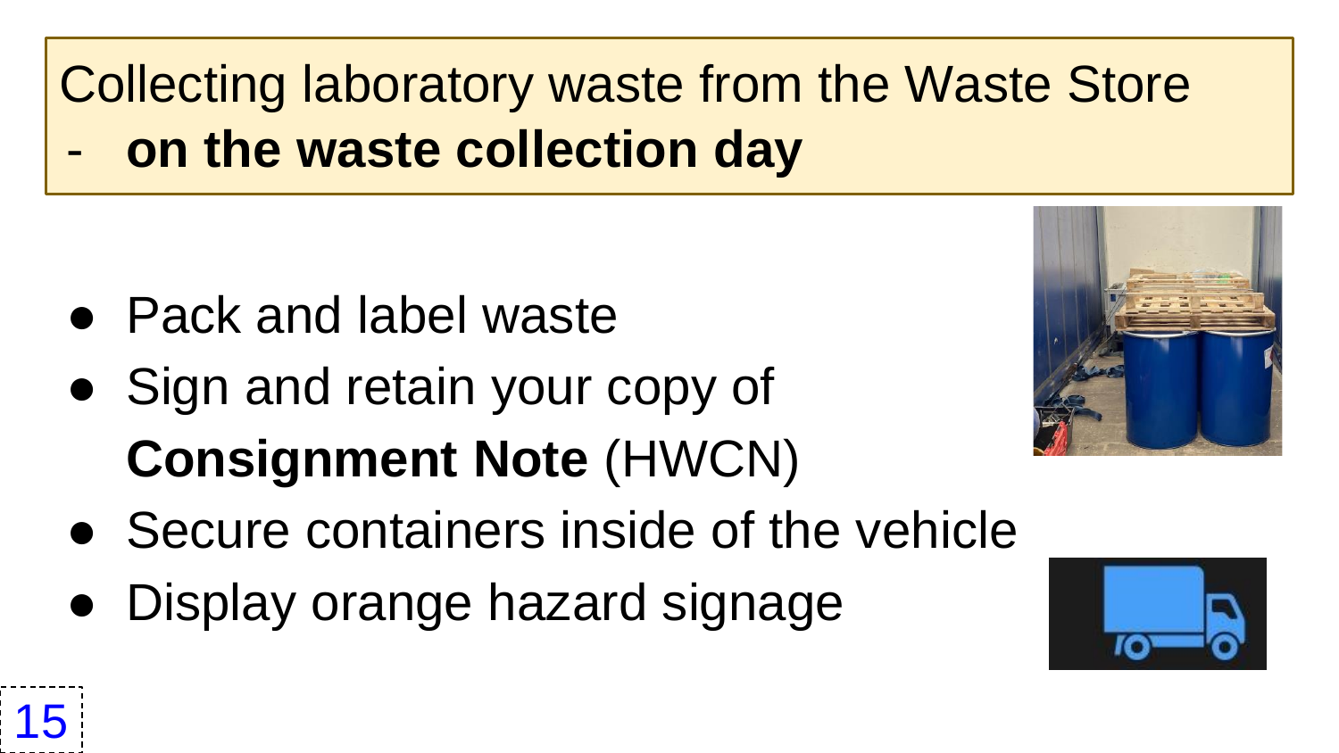# Collecting laboratory waste from the Waste Store

- **on the waste collection day**

- Pack and label waste
- Sign and retain your copy of **Consignment Note** (HWCN)
- Secure containers inside of the vehicle
- Display orange hazard signage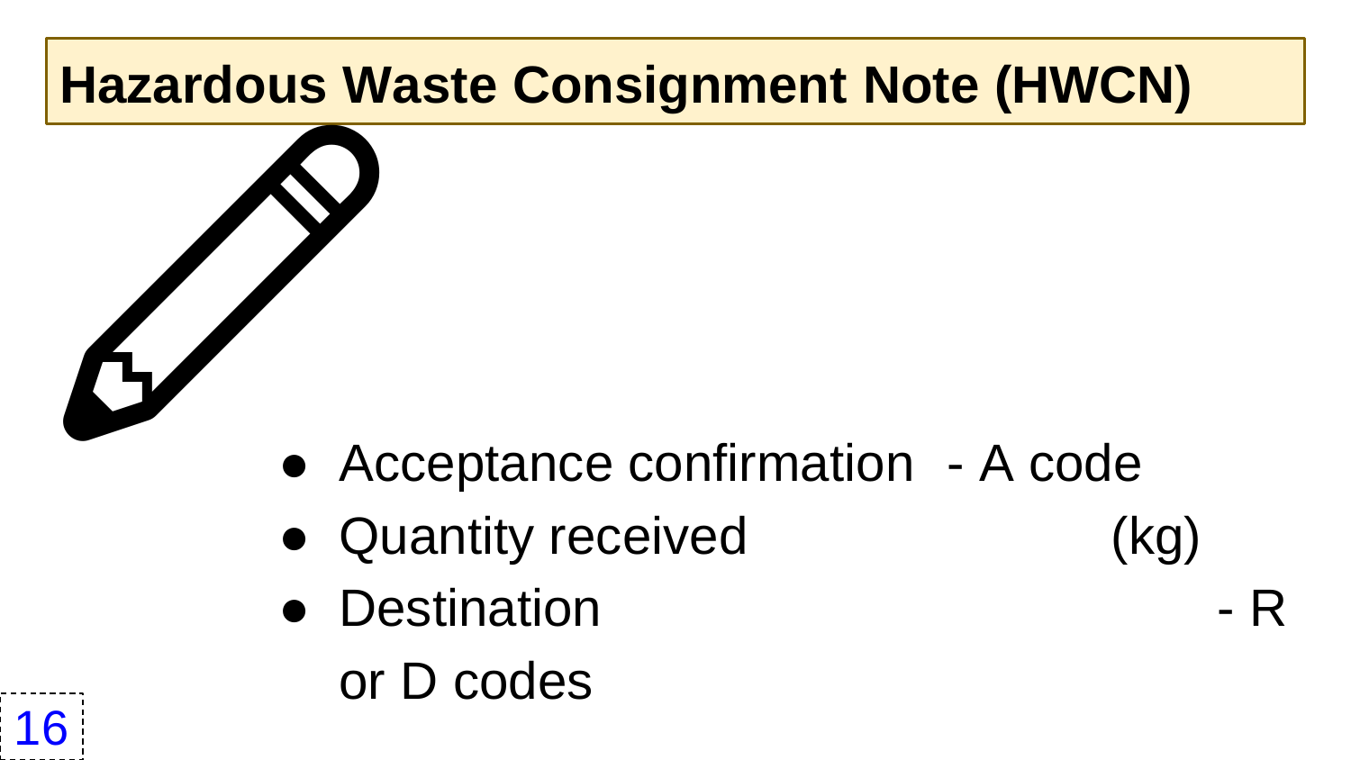# Hazardous Waste Consignment Note (HWCN)

- Acceptance confirmation - A code
- Quantity received (kg)
- Destination - R or D codes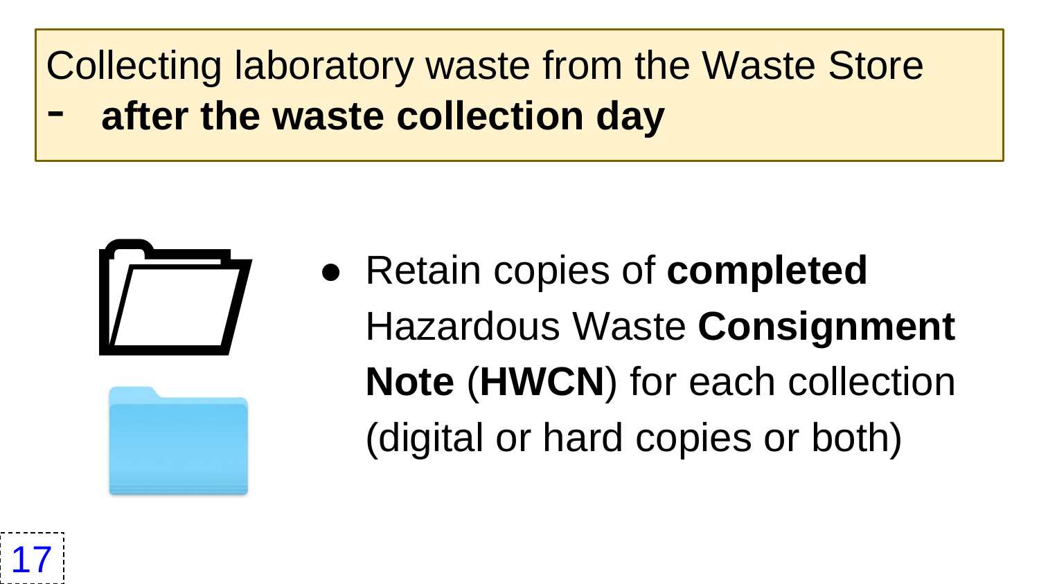Collecting laboratory waste from the Waste Store

- **after the waste collection day**

- Retain copies of **completed** Hazardous Waste **Consignment Note** (**HWCN**) for each collection (digital or hard copies or both)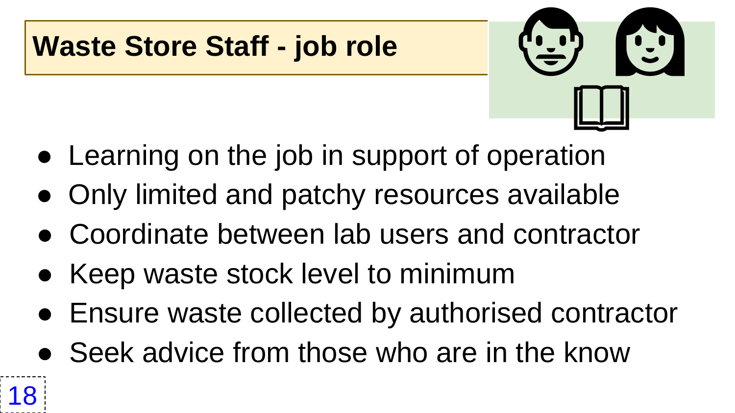# Waste Store Staff - job role

- Learning on the job in support of operation
- Only limited and patchy resources available
- Coordinate between lab users and contractor
- Keep waste stock level to minimum
- Ensure waste collected by authorised contractor
- Seek advice from those who are in the know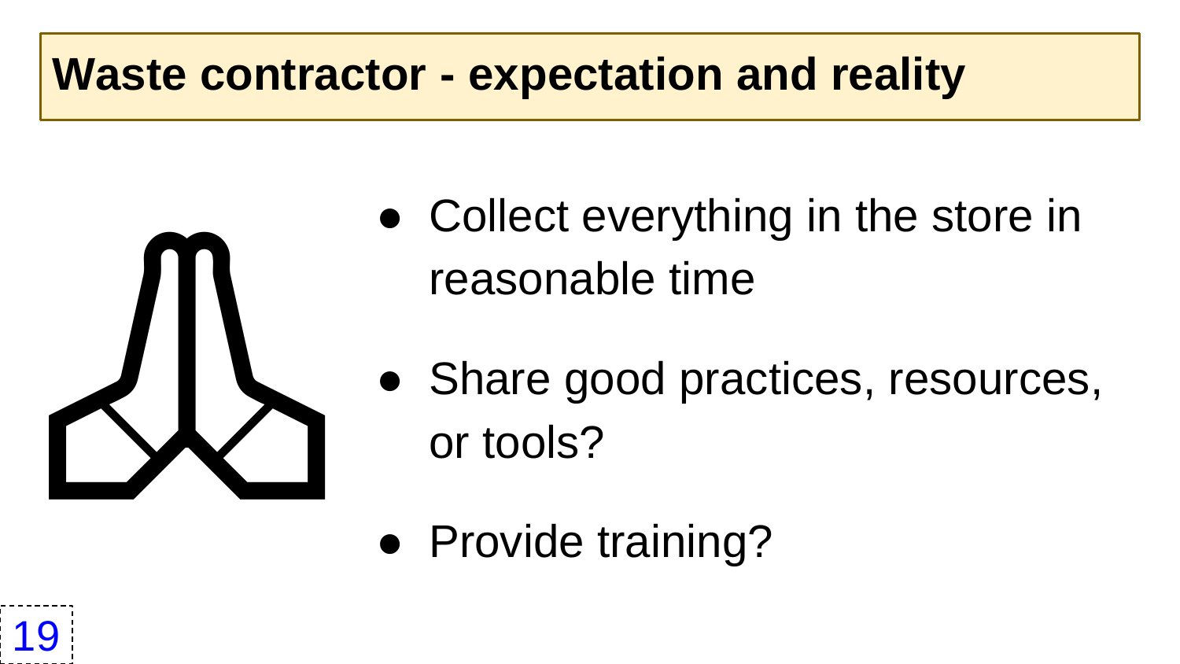# Waste contractor - expectation and reality

- Collect everything in the store in reasonable time
- Share good practices, resources, or tools?
- Provide training?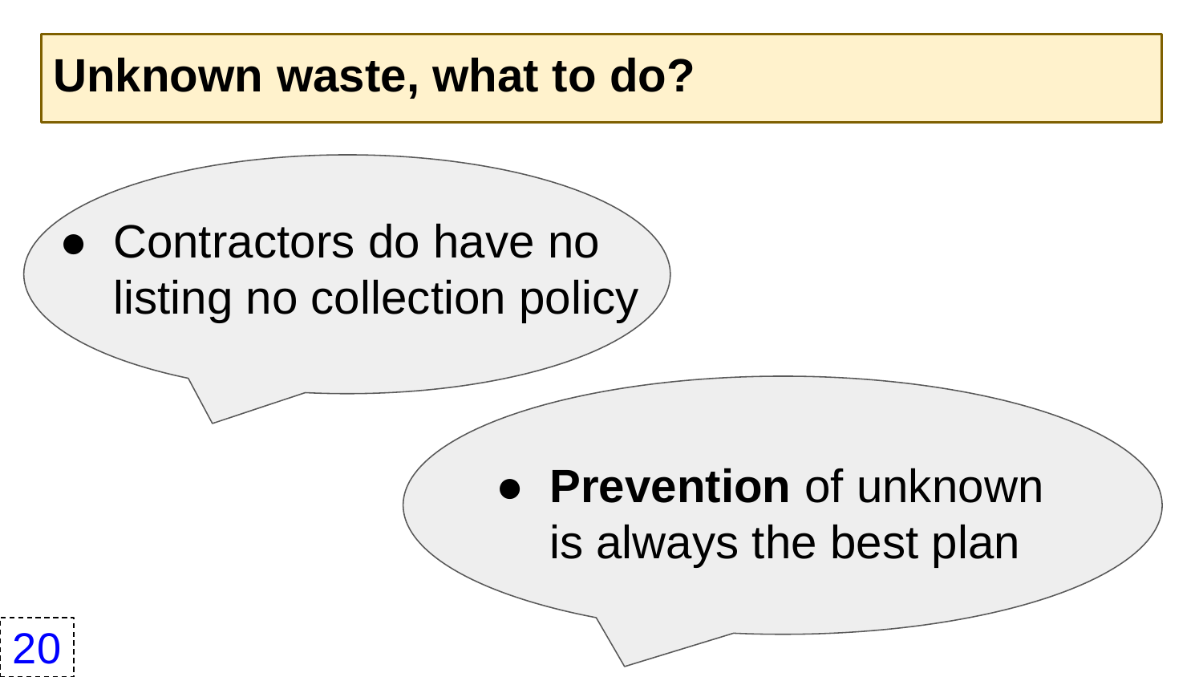# Unknown waste, what to do?

- Contractors do have no listing no collection policy

- **Prevention** of unknown is always the best plan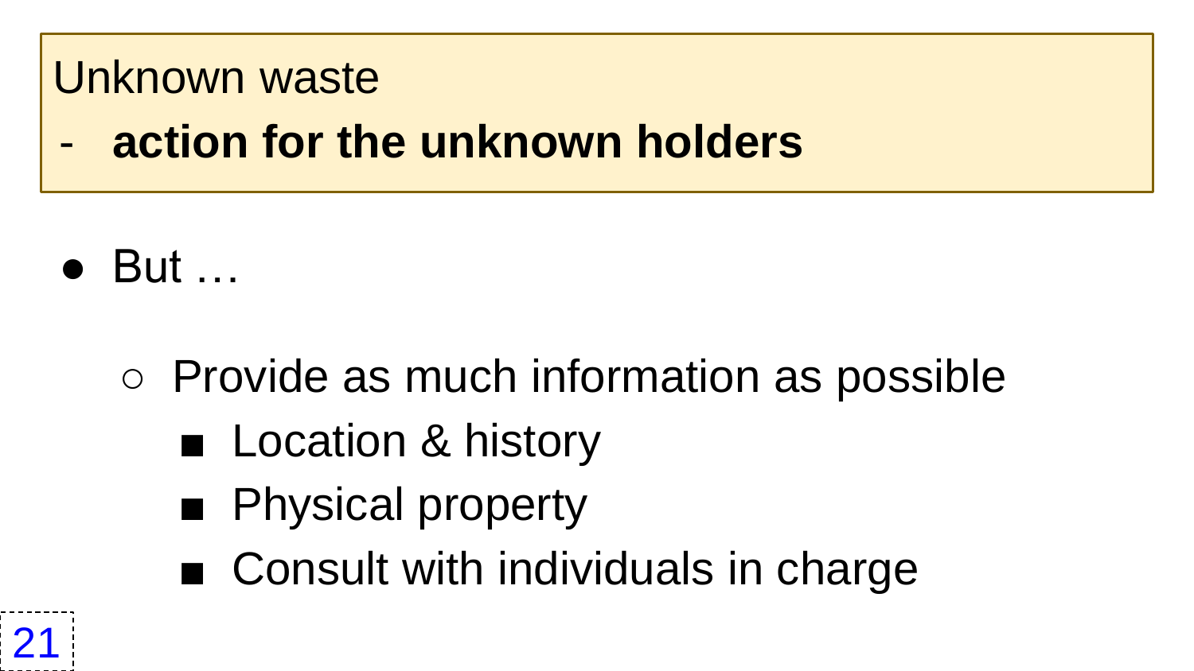Unknown waste

- **action for the unknown holders**

- But …
  - Provide as much information as possible
    - Location & history
    - Physical property
    - Consult with individuals in charge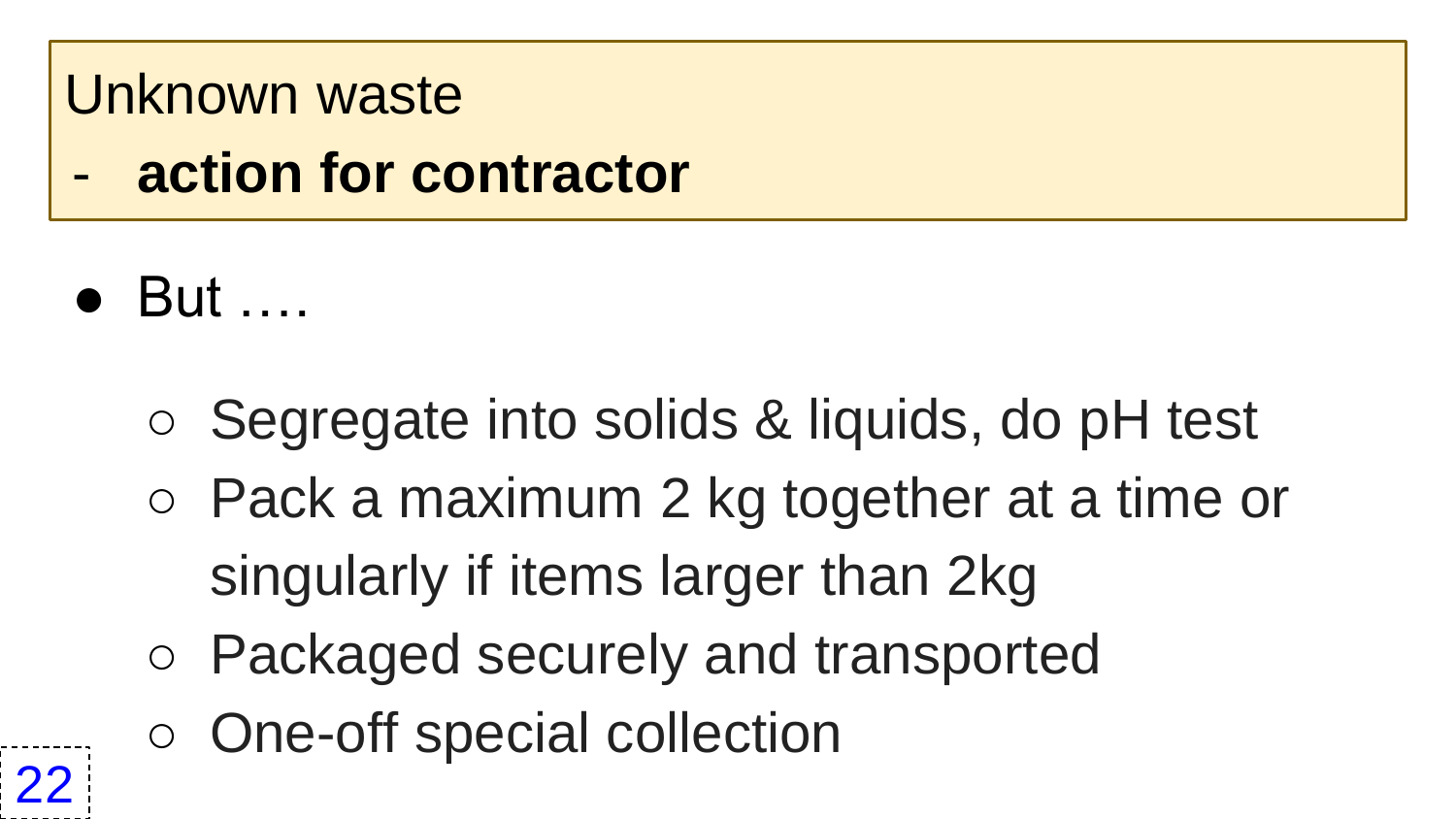Unknown waste

- **action for contractor**

- But ….
  - Segregate into solids & liquids, do pH test
  - Pack a maximum 2 kg together at a time or singularly if items larger than 2kg
  - Packaged securely and transported
  - One-off special collection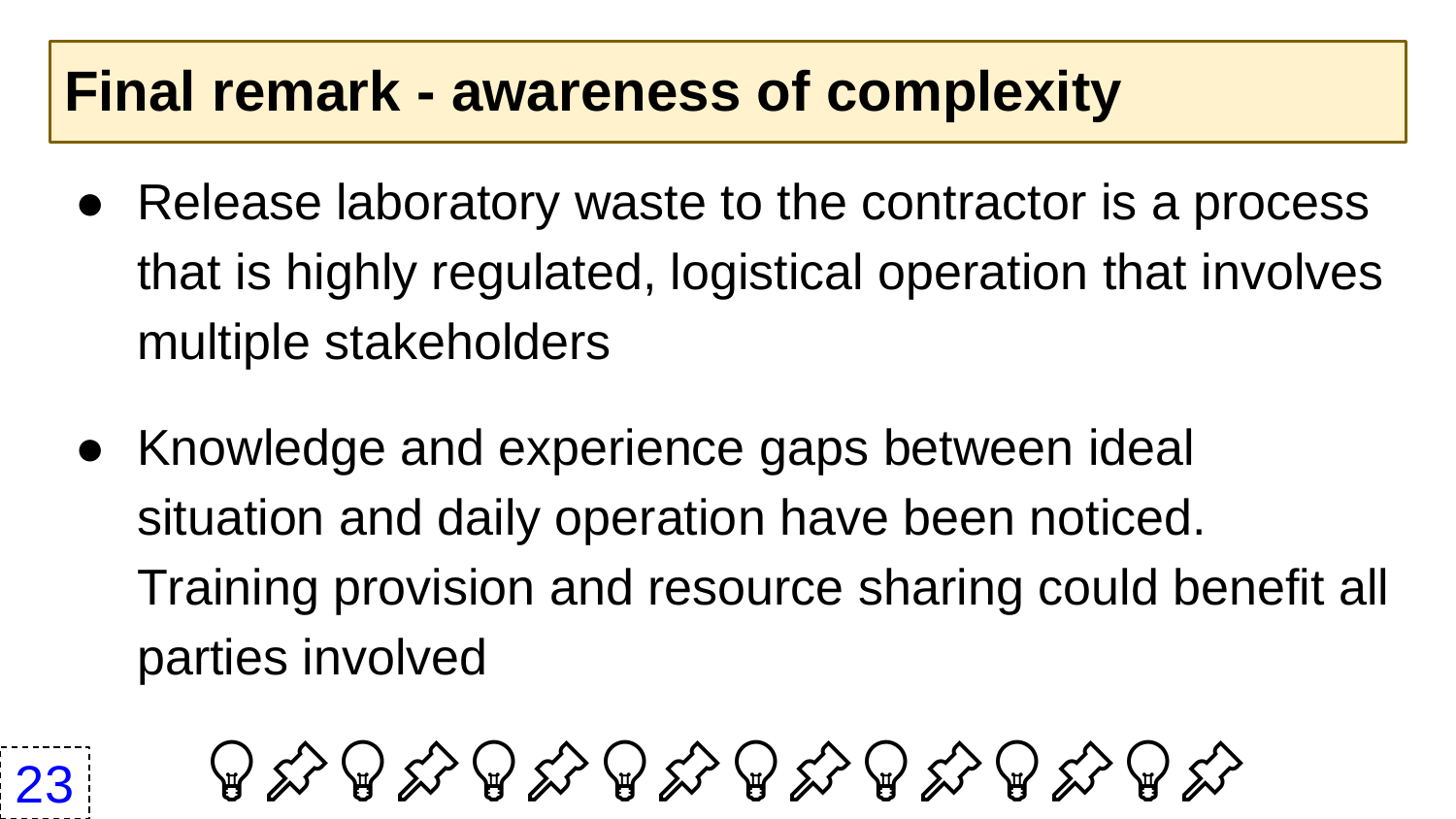# Final remark - awareness of complexity

- Release laboratory waste to the contractor is a process that is highly regulated, logistical operation that involves multiple stakeholders

- Knowledge and experience gaps between ideal situation and daily operation have been noticed. Training provision and resource sharing could benefit all parties involved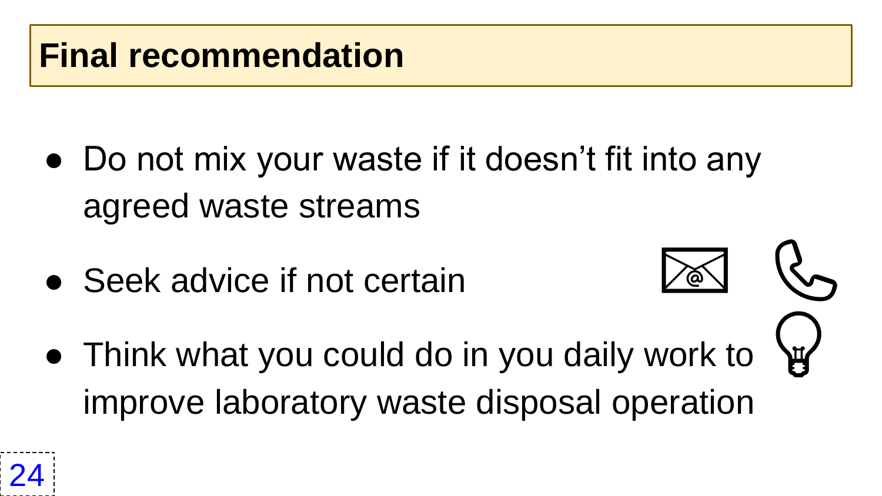# Final recommendation

- Do not mix your waste if it doesn't fit into any agreed waste streams
- Seek advice if not certain
- Think what you could do in you daily work to improve laboratory waste disposal operation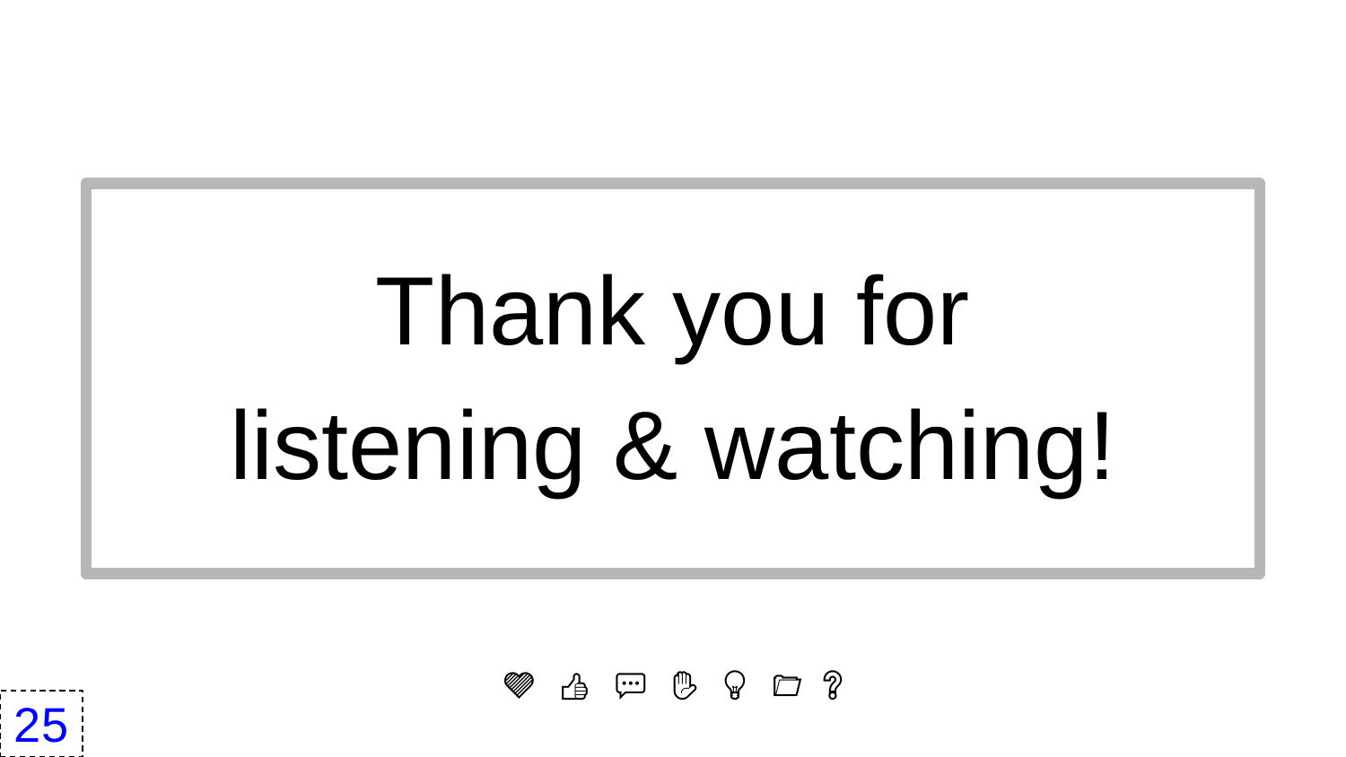Thank you for listening & watching!